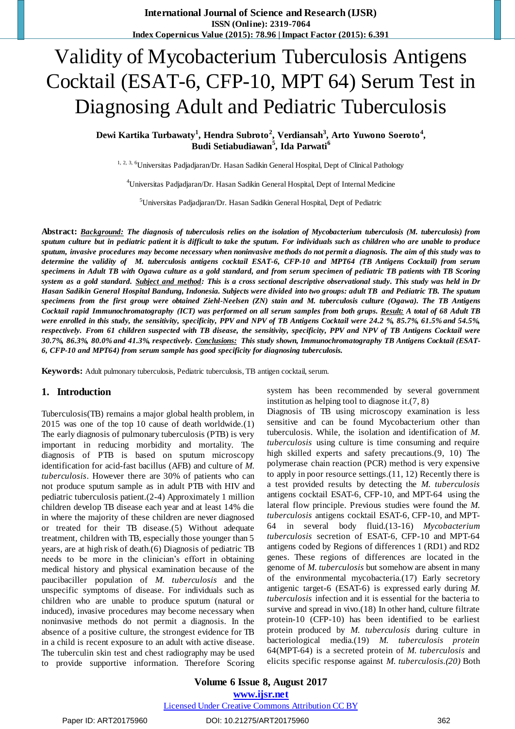# Validity of Mycobacterium Tuberculosis Antigens Cocktail (ESAT-6, CFP-10, MPT 64) Serum Test in Diagnosing Adult and Pediatric Tuberculosis

**Dewi Kartika Turbawaty[1], Hendra Subroto[2], Verdiansah[3], Arto Yuwono Soeroto[4], Budi Setiabudiawan[5], Ida Parwati[6]**

[1, 2, 3, 6]Universitas Padjadjaran/Dr. Hasan Sadikin General Hospital, Dept of Clinical Pathology

[4]Universitas Padjadjaran/Dr. Hasan Sadikin General Hospital, Dept of Internal Medicine

[5]Universitas Padjadjaran/Dr. Hasan Sadikin General Hospital, Dept of Pediatric

**Abstract:** ***Background:*** ***The diagnosis of tuberculosis relies on the isolation of Mycobacterium tuberculosis (M. tuberculosis) from sputum culture but in pediatric patient it is difficult to take the sputum. For individuals such as children who are unable to produce sputum, invasive procedures may become necessary when noninvasive methods do not permit a diagnosis. The aim of this study was to determine the validity of M. tuberculosis antigens cocktail ESAT-6, CFP-10 and MPT64 (TB Antigens Cocktail) from serum specimens in Adult TB with Ogawa culture as a gold standard, and from serum specimen of pediatric TB patients with TB Scoring system as a gold standard. Subject and method: This is a cross sectional descriptive observational study. This study was held in Dr Hasan Sadikin General Hospital Bandung, Indonesia. Subjects were divided into two groups: adult TB and Pediatric TB. The sputum specimens from the first group were obtained Ziehl-Neelsen (ZN) stain and M. tuberculosis culture (Ogawa). The TB Antigens Cocktail rapid Immunochromatography (ICT) was performed on all serum samples from both grups. Result: A total of 68 Adult TB were enrolled in this study, the sensitivity, specificity, PPV and NPV of TB Antigens Cocktail were 24.2 %, 85.7%, 61.5% and 54.5%, respectively. From 61 children suspected with TB disease, the sensitivity, specificity, PPV and NPV of TB Antigens Cocktail were 30.7%, 86.3%, 80.0% and 41.3%, respectively. Conclusions: This study shown, Immunochromatography TB Antigens Cocktail (ESAT-6, CFP-10 and MPT64) from serum sample has good specificity for diagnosing tuberculosis.***

**Keywords:** Adult pulmonary tuberculosis, Pediatric tuberculosis, TB antigen cocktail, serum.

## 1. Introduction

Tuberculosis(TB) remains a major global health problem, in 2015 was one of the top 10 cause of death worldwide.(1) The early diagnosis of pulmonary tuberculosis (PTB) is very important in reducing morbidity and mortality. The diagnosis of PTB is based on sputum microscopy identification for acid-fast bacillus (AFB) and culture of *M. tuberculosis*. However there are 30% of patients who can not produce sputum sample as in adult PTB with HIV and pediatric tuberculosis patient.(2-4) Approximately 1 million children develop TB disease each year and at least 14% die in where the majority of these children are never diagnosed or treated for their TB disease.(5) Without adequate treatment, children with TB, especially those younger than 5 years, are at high risk of death.(6) Diagnosis of pediatric TB needs to be more in the clinician's effort in obtaining medical history and physical examination because of the paucibaciller population of *M. tuberculosis* and the unspecific symptoms of disease. For individuals such as children who are unable to produce sputum (natural or induced), invasive procedures may become necessary when noninvasive methods do not permit a diagnosis. In the absence of a positive culture, the strongest evidence for TB in a child is recent exposure to an adult with active disease. The tuberculin skin test and chest radiography may be used to provide supportive information. Therefore Scoring system has been recommended by several government institution as helping tool to diagnose it.(7, 8)

Diagnosis of TB using microscopy examination is less sensitive and can be found Mycobacterium other than tuberculosis. While, the isolation and identification of *M. tuberculosis* using culture is time consuming and require high skilled experts and safety precautions.(9, 10) The polymerase chain reaction (PCR) method is very expensive to apply in poor resource settings.(11, 12) Recently there is a test provided results by detecting the *M. tuberculosis* antigens cocktail ESAT-6, CFP-10, and MPT-64 using the lateral flow principle. Previous studies were found the *M. tuberculosis* antigens cocktail ESAT-6, CFP-10, and MPT-64 in several body fluid.(13-16) *Mycobacterium tuberculosis* secretion of ESAT-6, CFP-10 and MPT-64 antigens coded by Regions of differences 1 (RD1) and RD2 genes. These regions of differences are located in the genome of *M. tuberculosis* but somehow are absent in many of the environmental mycobacteria.(17) Early secretory antigenic target-6 (ESAT-6) is expressed early during *M. tuberculosis* infection and it is essential for the bacteria to survive and spread in vivo.(18) In other hand, culture filtrate protein-10 (CFP-10) has been identified to be earliest protein produced by *M. tuberculosis* during culture in bacteriological media.(19) *M. tuberculosis protein* 64(MPT-64) is a secreted protein of *M. tuberculosis* and elicits specific response against *M. tuberculosis.(20)* Both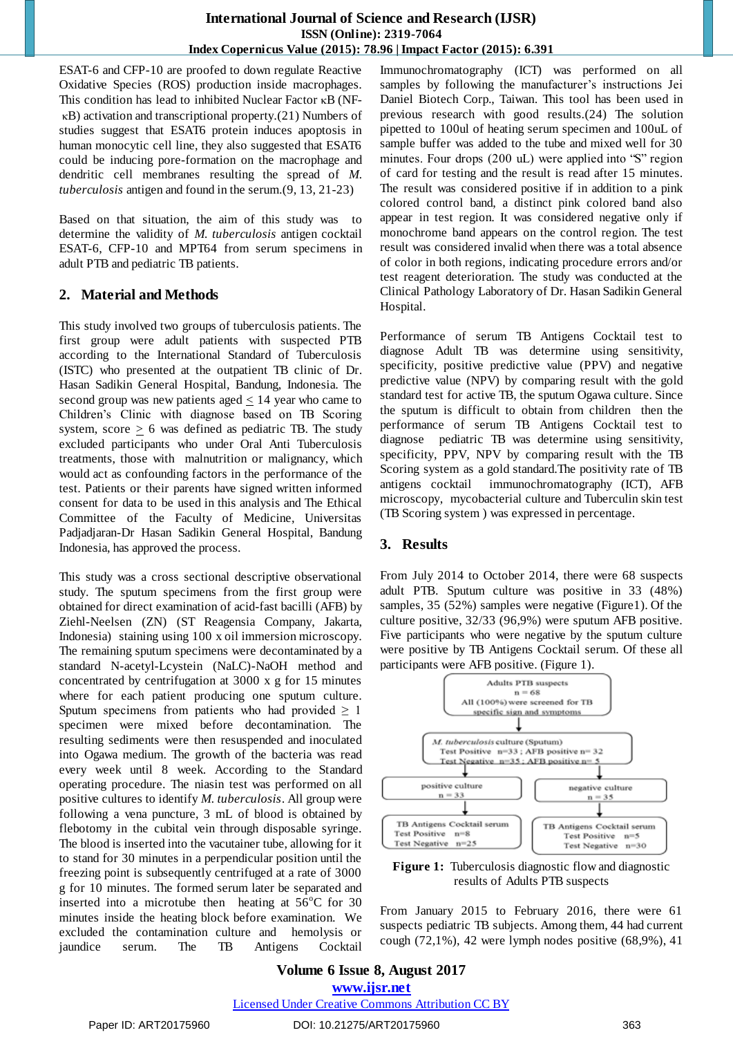ESAT-6 and CFP-10 are proofed to down regulate Reactive Oxidative Species (ROS) production inside macrophages. This condition has lead to inhibited Nuclear Factor κB (NF-κB) activation and transcriptional property.(21) Numbers of studies suggest that ESAT6 protein induces apoptosis in human monocytic cell line, they also suggested that ESAT6 could be inducing pore-formation on the macrophage and dendritic cell membranes resulting the spread of *M. tuberculosis* antigen and found in the serum.(9, 13, 21-23)

Based on that situation, the aim of this study was to determine the validity of *M. tuberculosis* antigen cocktail ESAT-6, CFP-10 and MPT64 from serum specimens in adult PTB and pediatric TB patients.

## 2. Material and Methods

This study involved two groups of tuberculosis patients. The first group were adult patients with suspected PTB according to the International Standard of Tuberculosis (ISTC) who presented at the outpatient TB clinic of Dr. Hasan Sadikin General Hospital, Bandung, Indonesia. The second group was new patients aged ≤ 14 year who came to Children's Clinic with diagnose based on TB Scoring system, score ≥ 6 was defined as pediatric TB. The study excluded participants who under Oral Anti Tuberculosis treatments, those with malnutrition or malignancy, which would act as confounding factors in the performance of the test. Patients or their parents have signed written informed consent for data to be used in this analysis and The Ethical Committee of the Faculty of Medicine, Universitas Padjadjaran-Dr Hasan Sadikin General Hospital, Bandung Indonesia, has approved the process.

This study was a cross sectional descriptive observational study. The sputum specimens from the first group were obtained for direct examination of acid-fast bacilli (AFB) by Ziehl-Neelsen (ZN) (ST Reagensia Company, Jakarta, Indonesia) staining using 100 x oil immersion microscopy. The remaining sputum specimens were decontaminated by a standard N-acetyl-Lcystein (NaLC)-NaOH method and concentrated by centrifugation at 3000 x g for 15 minutes where for each patient producing one sputum culture. Sputum specimens from patients who had provided ≥ 1 specimen were mixed before decontamination. The resulting sediments were then resuspended and inoculated into Ogawa medium. The growth of the bacteria was read every week until 8 week. According to the Standard operating procedure. The niasin test was performed on all positive cultures to identify *M. tuberculosis*. All group were following a vena puncture, 3 mL of blood is obtained by flebotomy in the cubital vein through disposable syringe. The blood is inserted into the vacutainer tube, allowing for it to stand for 30 minutes in a perpendicular position until the freezing point is subsequently centrifuged at a rate of 3000 g for 10 minutes. The formed serum later be separated and inserted into a microtube then heating at 56°C for 30 minutes inside the heating block before examination. We excluded the contamination culture and hemolysis or jaundice serum. The TB Antigens Cocktail Immunochromatography (ICT) was performed on all samples by following the manufacturer's instructions Jei Daniel Biotech Corp., Taiwan. This tool has been used in previous research with good results.(24) The solution pipetted to 100ul of heating serum specimen and 100uL of sample buffer was added to the tube and mixed well for 30 minutes. Four drops (200 uL) were applied into "S" region of card for testing and the result is read after 15 minutes. The result was considered positive if in addition to a pink colored control band, a distinct pink colored band also appear in test region. It was considered negative only if monochrome band appears on the control region. The test result was considered invalid when there was a total absence of color in both regions, indicating procedure errors and/or test reagent deterioration. The study was conducted at the Clinical Pathology Laboratory of Dr. Hasan Sadikin General Hospital.

Performance of serum TB Antigens Cocktail test to diagnose Adult TB was determine using sensitivity, specificity, positive predictive value (PPV) and negative predictive value (NPV) by comparing result with the gold standard test for active TB, the sputum Ogawa culture. Since the sputum is difficult to obtain from children then the performance of serum TB Antigens Cocktail test to diagnose pediatric TB was determine using sensitivity, specificity, PPV, NPV by comparing result with the TB Scoring system as a gold standard.The positivity rate of TB antigens cocktail immunochromatography (ICT), AFB microscopy, mycobacterial culture and Tuberculin skin test (TB Scoring system ) was expressed in percentage.

## 3. Results

From July 2014 to October 2014, there were 68 suspects adult PTB. Sputum culture was positive in 33 (48%) samples, 35 (52%) samples were negative (Figure1). Of the culture positive, 32/33 (96,9%) were sputum AFB positive. Five participants who were negative by the sputum culture were positive by TB Antigens Cocktail serum. Of these all participants were AFB positive. (Figure 1).

Adults PTB suspects
n = 68
All (100%) were screened for TB specific sign and symptoms

*M. tuberculosis* culture (Sputum)
Test Positive n=33 ; AFB positive n= 32
Test Negative n=35 ; AFB positive n= 5

positive culture
n = 33

negative culture
n = 35

TB Antigens Cocktail serum
Test Positive n=8
Test Negative n=25

TB Antigens Cocktail serum
Test Positive n=5
Test Negative n=30

**Figure 1:** Tuberculosis diagnostic flow and diagnostic results of Adults PTB suspects

From January 2015 to February 2016, there were 61 suspects pediatric TB subjects. Among them, 44 had current cough (72,1%), 42 were lymph nodes positive (68,9%), 41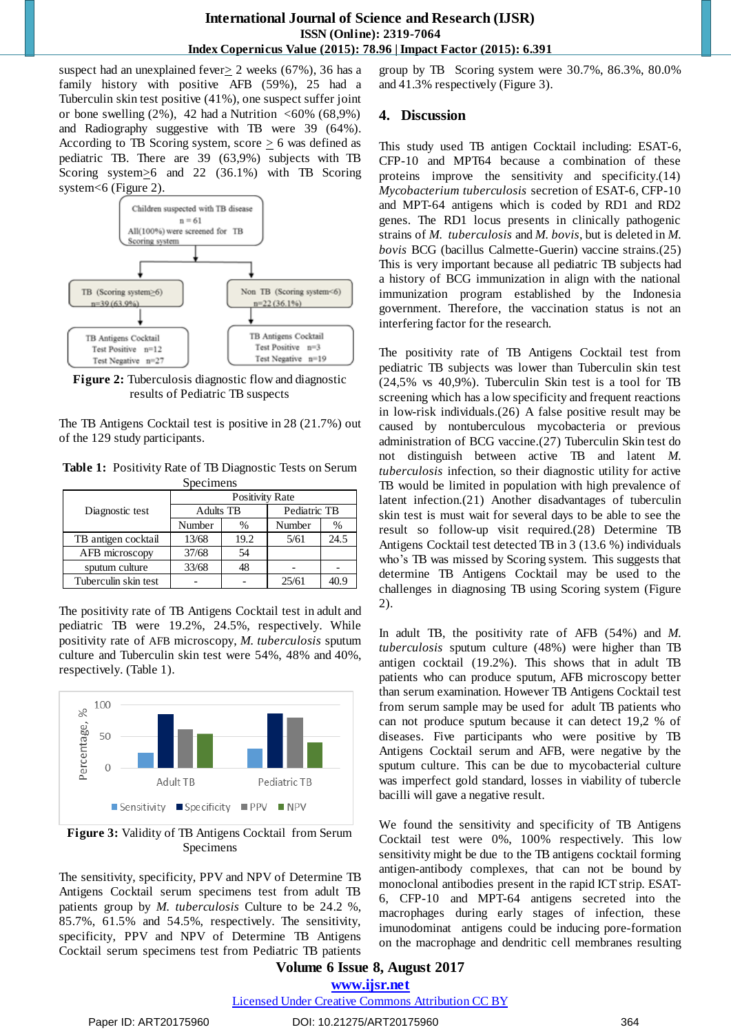suspect had an unexplained fever≥ 2 weeks (67%), 36 has a family history with positive AFB (59%), 25 had a Tuberculin skin test positive (41%), one suspect suffer joint or bone swelling (2%), 42 had a Nutrition <60% (68,9%) and Radiography suggestive with TB were 39 (64%). According to TB Scoring system, score ≥ 6 was defined as pediatric TB. There are 39 (63,9%) subjects with TB Scoring system≥6 and 22 (36.1%) with TB Scoring system<6 (Figure 2).

Children suspected with TB disease
n = 61
All(100%) were screened for TB Scoring system

TB (Scoring system≥6)
n=39 (63.9%)

Non TB (Scoring system<6)
n=22 (36.1%)

TB Antigens Cocktail
Test Positive n=12
Test Negative n=27

TB Antigens Cocktail
Test Positive n=3
Test Negative n=19

**Figure 2:** Tuberculosis diagnostic flow and diagnostic results of Pediatric TB suspects

The TB Antigens Cocktail test is positive in 28 (21.7%) out of the 129 study participants.

**Table 1:** Positivity Rate of TB Diagnostic Tests on Serum Specimens

| Diagnostic test | Positivity Rate | | | |
|---|---|---|---|---|
| | Adults TB | | Pediatric TB | |
| | Number | % | Number | % |
| TB antigen cocktail | 13/68 | 19.2 | 5/61 | 24.5 |
| AFB microscopy | 37/68 | 54 | | |
| sputum culture | 33/68 | 48 | - | - |
| Tuberculin skin test | - | - | 25/61 | 40.9 |

The positivity rate of TB Antigens Cocktail test in adult and pediatric TB were 19.2%, 24.5%, respectively. While positivity rate of AFB microscopy, *M. tuberculosis* sputum culture and Tuberculin skin test were 54%, 48% and 40%, respectively. (Table 1).

Percentage, %
100
50
0
Adult TB
Pediatric TB
Sensitivity ■ Specificity ■ PPV ■ NPV

**Figure 3:** Validity of TB Antigens Cocktail from Serum Specimens

The sensitivity, specificity, PPV and NPV of Determine TB Antigens Cocktail serum specimens test from adult TB patients group by *M. tuberculosis* Culture to be 24.2 %, 85.7%, 61.5% and 54.5%, respectively. The sensitivity, specificity, PPV and NPV of Determine TB Antigens Cocktail serum specimens test from Pediatric TB patients group by TB Scoring system were 30.7%, 86.3%, 80.0% and 41.3% respectively (Figure 3).

## 4. Discussion

This study used TB antigen Cocktail including: ESAT-6, CFP-10 and MPT64 because a combination of these proteins improve the sensitivity and specificity.(14) *Mycobacterium tuberculosis* secretion of ESAT-6, CFP-10 and MPT-64 antigens which is coded by RD1 and RD2 genes. The RD1 locus presents in clinically pathogenic strains of *M. tuberculosis* and *M. bovis*, but is deleted in *M. bovis* BCG (bacillus Calmette-Guerin) vaccine strains.(25) This is very important because all pediatric TB subjects had a history of BCG immunization in align with the national immunization program established by the Indonesia government. Therefore, the vaccination status is not an interfering factor for the research.

The positivity rate of TB Antigens Cocktail test from pediatric TB subjects was lower than Tuberculin skin test (24,5% vs 40,9%). Tuberculin Skin test is a tool for TB screening which has a low specificity and frequent reactions in low-risk individuals.(26) A false positive result may be caused by nontuberculous mycobacteria or previous administration of BCG vaccine.(27) Tuberculin Skin test do not distinguish between active TB and latent *M. tuberculosis* infection, so their diagnostic utility for active TB would be limited in population with high prevalence of latent infection.(21) Another disadvantages of tuberculin skin test is must wait for several days to be able to see the result so follow-up visit required.(28) Determine TB Antigens Cocktail test detected TB in 3 (13.6 %) individuals who's TB was missed by Scoring system. This suggests that determine TB Antigens Cocktail may be used to the challenges in diagnosing TB using Scoring system (Figure 2).

In adult TB, the positivity rate of AFB (54%) and *M. tuberculosis* sputum culture (48%) were higher than TB antigen cocktail (19.2%). This shows that in adult TB patients who can produce sputum, AFB microscopy better than serum examination. However TB Antigens Cocktail test from serum sample may be used for adult TB patients who can not produce sputum because it can detect 19,2 % of diseases. Five participants who were positive by TB Antigens Cocktail serum and AFB, were negative by the sputum culture. This can be due to mycobacterial culture was imperfect gold standard, losses in viability of tubercle bacilli will gave a negative result.

We found the sensitivity and specificity of TB Antigens Cocktail test were 0%, 100% respectively. This low sensitivity might be due to the TB antigens cocktail forming antigen-antibody complexes, that can not be bound by monoclonal antibodies present in the rapid ICT strip. ESAT-6, CFP-10 and MPT-64 antigens secreted into the macrophages during early stages of infection, these imunodominat antigens could be inducing pore-formation on the macrophage and dendritic cell membranes resulting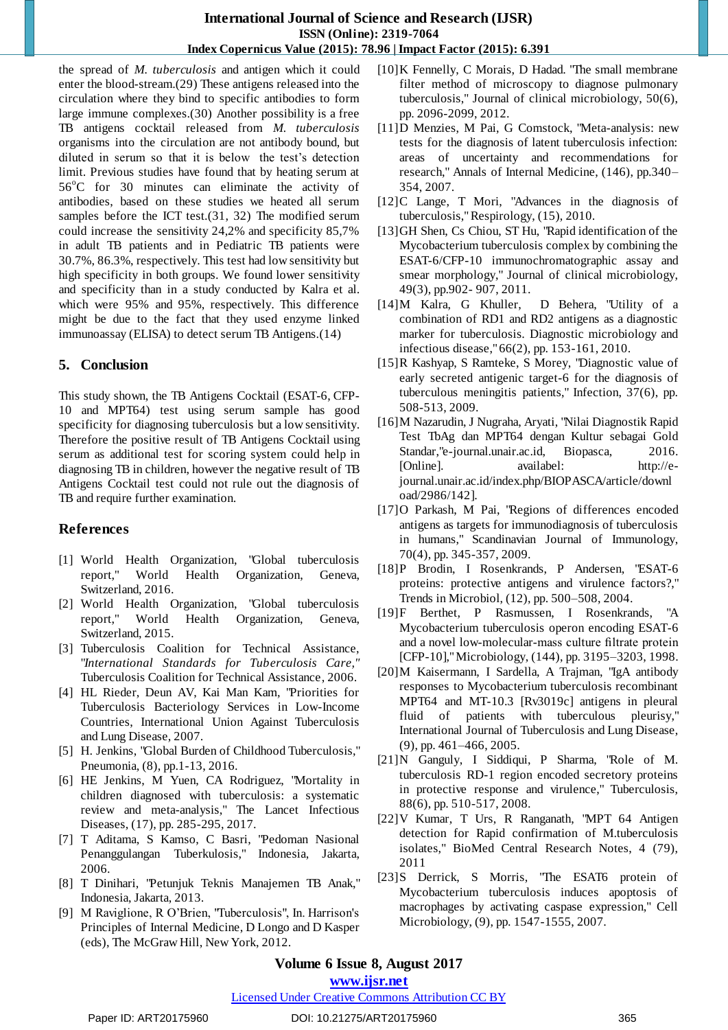the spread of *M. tuberculosis* and antigen which it could enter the blood-stream.(29) These antigens released into the circulation where they bind to specific antibodies to form large immune complexes.(30) Another possibility is a free TB antigens cocktail released from *M. tuberculosis* organisms into the circulation are not antibody bound, but diluted in serum so that it is below the test's detection limit. Previous studies have found that by heating serum at 56$^{o}$C for 30 minutes can eliminate the activity of antibodies, based on these studies we heated all serum samples before the ICT test.(31, 32) The modified serum could increase the sensitivity 24,2% and specificity 85,7% in adult TB patients and in Pediatric TB patients were 30.7%, 86.3%, respectively. This test had low sensitivity but high specificity in both groups. We found lower sensitivity and specificity than in a study conducted by Kalra et al. which were 95% and 95%, respectively. This difference might be due to the fact that they used enzyme linked immunoassay (ELISA) to detect serum TB Antigens.(14)

## 5. Conclusion

This study shown, the TB Antigens Cocktail (ESAT-6, CFP-10 and MPT64) test using serum sample has good specificity for diagnosing tuberculosis but a low sensitivity. Therefore the positive result of TB Antigens Cocktail using serum as additional test for scoring system could help in diagnosing TB in children, however the negative result of TB Antigens Cocktail test could not rule out the diagnosis of TB and require further examination.

## References

[1] World Health Organization, "Global tuberculosis report," World Health Organization, Geneva, Switzerland, 2016.

[2] World Health Organization, "Global tuberculosis report," World Health Organization, Geneva, Switzerland, 2015.

[3] Tuberculosis Coalition for Technical Assistance, "*International Standards for Tuberculosis Care,"* Tuberculosis Coalition for Technical Assistance, 2006.

[4] HL Rieder, Deun AV, Kai Man Kam, "Priorities for Tuberculosis Bacteriology Services in Low-Income Countries, International Union Against Tuberculosis and Lung Disease, 2007.

[5] H. Jenkins, "Global Burden of Childhood Tuberculosis," Pneumonia, (8), pp.1-13, 2016.

[6] HE Jenkins, M Yuen, CA Rodriguez, "Mortality in children diagnosed with tuberculosis: a systematic review and meta-analysis," The Lancet Infectious Diseases, (17), pp. 285-295, 2017.

[7] T Aditama, S Kamso, C Basri, "Pedoman Nasional Penanggulangan Tuberkulosis," Indonesia, Jakarta, 2006.

[8] T Dinihari, "Petunjuk Teknis Manajemen TB Anak," Indonesia, Jakarta, 2013.

[9] M Raviglione, R O'Brien, "Tuberculosis", In. Harrison's Principles of Internal Medicine, D Longo and D Kasper (eds), The McGraw Hill, New York, 2012.

[10] K Fennelly, C Morais, D Hadad. "The small membrane filter method of microscopy to diagnose pulmonary tuberculosis," Journal of clinical microbiology, 50(6), pp. 2096-2099, 2012.

[11] D Menzies, M Pai, G Comstock, "Meta-analysis: new tests for the diagnosis of latent tuberculosis infection: areas of uncertainty and recommendations for research," Annals of Internal Medicine, (146), pp.340–354, 2007.

[12] C Lange, T Mori, "Advances in the diagnosis of tuberculosis," Respirology, (15), 2010.

[13] GH Shen, Cs Chiou, ST Hu, "Rapid identification of the Mycobacterium tuberculosis complex by combining the ESAT-6/CFP-10 immunochromatographic assay and smear morphology," Journal of clinical microbiology, 49(3), pp.902- 907, 2011.

[14] M Kalra, G Khuller, D Behera, "Utility of a combination of RD1 and RD2 antigens as a diagnostic marker for tuberculosis. Diagnostic microbiology and infectious disease," 66(2), pp. 153-161, 2010.

[15] R Kashyap, S Ramteke, S Morey, "Diagnostic value of early secreted antigenic target-6 for the diagnosis of tuberculous meningitis patients," Infection, 37(6), pp. 508-513, 2009.

[16] M Nazarudin, J Nugraha, Aryati, "Nilai Diagnostik Rapid Test TbAg dan MPT64 dengan Kultur sebagai Gold Standar,"e-journal.unair.ac.id, Biopasca, 2016. [Online]. availabel: http://e-journal.unair.ac.id/index.php/BIOPASCA/article/download/2986/142].

[17] O Parkash, M Pai, "Regions of differences encoded antigens as targets for immunodiagnosis of tuberculosis in humans," Scandinavian Journal of Immunology, 70(4), pp. 345-357, 2009.

[18] P Brodin, I Rosenkrands, P Andersen, "ESAT-6 proteins: protective antigens and virulence factors?," Trends in Microbiol, (12), pp. 500–508, 2004.

[19] F Berthet, P Rasmussen, I Rosenkrands, "A Mycobacterium tuberculosis operon encoding ESAT-6 and a novel low-molecular-mass culture filtrate protein [CFP-10]," Microbiology, (144), pp. 3195–3203, 1998.

[20] M Kaisermann, I Sardella, A Trajman, "IgA antibody responses to Mycobacterium tuberculosis recombinant MPT64 and MT-10.3 [Rv3019c] antigens in pleural fluid of patients with tuberculous pleurisy," International Journal of Tuberculosis and Lung Disease, (9), pp. 461–466, 2005.

[21] N Ganguly, I Siddiqui, P Sharma, "Role of M. tuberculosis RD-1 region encoded secretory proteins in protective response and virulence," Tuberculosis, 88(6), pp. 510-517, 2008.

[22] V Kumar, T Urs, R Ranganath, "MPT 64 Antigen detection for Rapid confirmation of M.tuberculosis isolates," BioMed Central Research Notes, 4 (79), 2011

[23] S Derrick, S Morris, "The ESAT6 protein of Mycobacterium tuberculosis induces apoptosis of macrophages by activating caspase expression," Cell Microbiology, (9), pp. 1547-1555, 2007.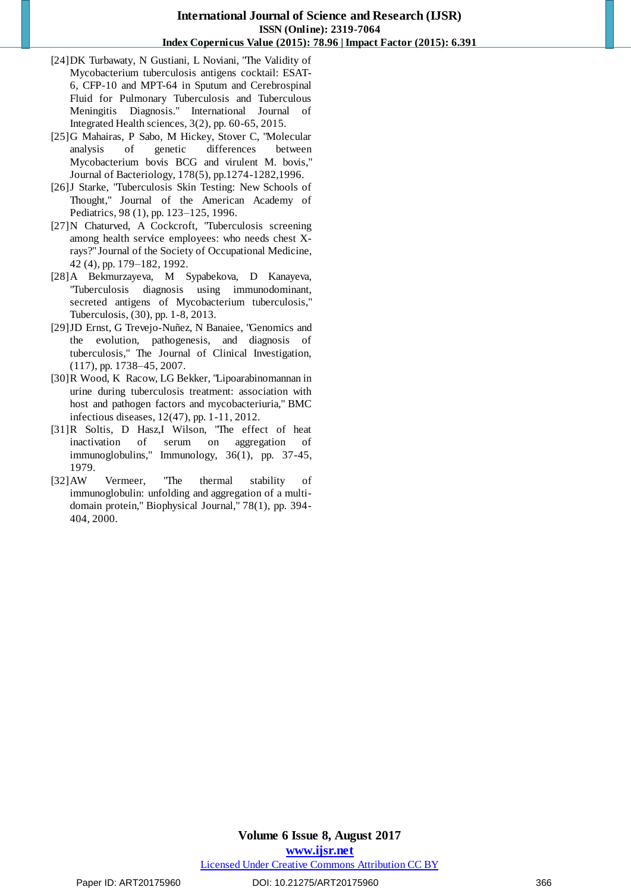[24] DK Turbawaty, N Gustiani, L Noviani, "The Validity of Mycobacterium tuberculosis antigens cocktail: ESAT-6, CFP-10 and MPT-64 in Sputum and Cerebrospinal Fluid for Pulmonary Tuberculosis and Tuberculous Meningitis Diagnosis." International Journal of Integrated Health sciences, 3(2), pp. 60-65, 2015.

[25] G Mahairas, P Sabo, M Hickey, Stover C, "Molecular analysis of genetic differences between Mycobacterium bovis BCG and virulent M. bovis," Journal of Bacteriology, 178(5), pp.1274-1282,1996.

[26] J Starke, "Tuberculosis Skin Testing: New Schools of Thought," Journal of the American Academy of Pediatrics, 98 (1), pp. 123–125, 1996.

[27] N Chaturved, A Cockcroft, "Tuberculosis screening among health service employees: who needs chest X-rays?" Journal of the Society of Occupational Medicine, 42 (4), pp. 179–182, 1992.

[28] A Bekmurzayeva, M Sypabekova, D Kanayeva, "Tuberculosis diagnosis using immunodominant, secreted antigens of Mycobacterium tuberculosis," Tuberculosis, (30), pp. 1-8, 2013.

[29] JD Ernst, G Trevejo-Nuñez, N Banaiee, "Genomics and the evolution, pathogenesis, and diagnosis of tuberculosis," The Journal of Clinical Investigation, (117), pp. 1738–45, 2007.

[30] R Wood, K Racow, LG Bekker, "Lipoarabinomannan in urine during tuberculosis treatment: association with host and pathogen factors and mycobacteriuria," BMC infectious diseases, 12(47), pp. 1-11, 2012.

[31] R Soltis, D Hasz,I Wilson, "The effect of heat inactivation of serum on aggregation of immunoglobulins," Immunology, 36(1), pp. 37-45, 1979.

[32] AW Vermeer, "The thermal stability of immunoglobulin: unfolding and aggregation of a multi-domain protein," Biophysical Journal," 78(1), pp. 394-404, 2000.